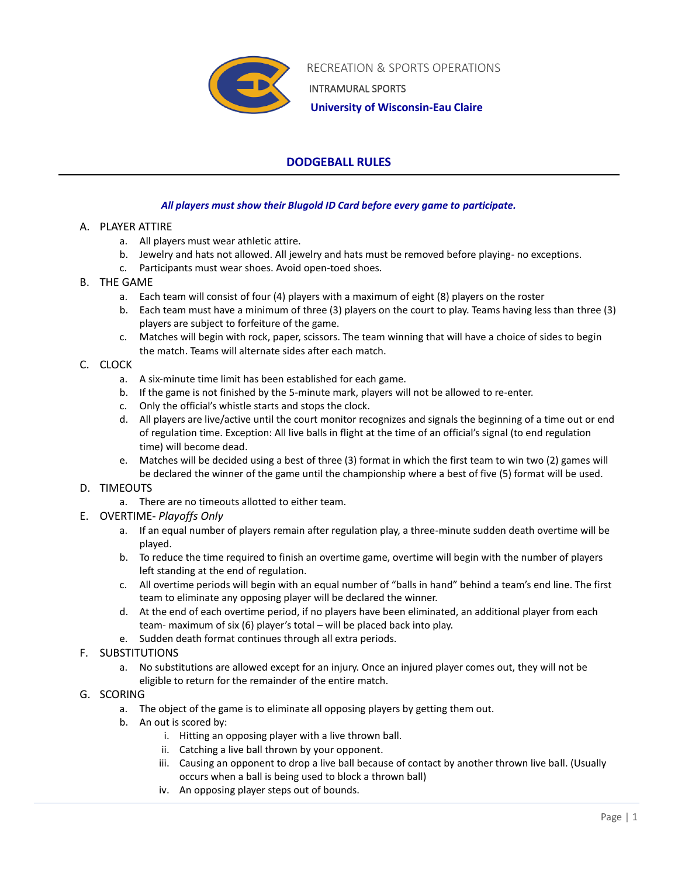RECREATION & SPORTS OPERATIONS

INTRAMURAL SPORTS

**University of Wisconsin-Eau Claire**

# DODGEBALL RULES

***All players must show their Blugold ID Card before every game to participate.***

A. PLAYER ATTIRE
   a. All players must wear athletic attire.
   b. Jewelry and hats not allowed. All jewelry and hats must be removed before playing- no exceptions.
   c. Participants must wear shoes. Avoid open-toed shoes.

B. THE GAME
   a. Each team will consist of four (4) players with a maximum of eight (8) players on the roster
   b. Each team must have a minimum of three (3) players on the court to play. Teams having less than three (3) players are subject to forfeiture of the game.
   c. Matches will begin with rock, paper, scissors. The team winning that will have a choice of sides to begin the match. Teams will alternate sides after each match.

C. CLOCK
   a. A six-minute time limit has been established for each game.
   b. If the game is not finished by the 5-minute mark, players will not be allowed to re-enter.
   c. Only the official's whistle starts and stops the clock.
   d. All players are live/active until the court monitor recognizes and signals the beginning of a time out or end of regulation time. Exception: All live balls in flight at the time of an official's signal (to end regulation time) will become dead.
   e. Matches will be decided using a best of three (3) format in which the first team to win two (2) games will be declared the winner of the game until the championship where a best of five (5) format will be used.

D. TIMEOUTS
   a. There are no timeouts allotted to either team.

E. OVERTIME- *Playoffs Only*
   a. If an equal number of players remain after regulation play, a three-minute sudden death overtime will be played.
   b. To reduce the time required to finish an overtime game, overtime will begin with the number of players left standing at the end of regulation.
   c. All overtime periods will begin with an equal number of "balls in hand" behind a team's end line. The first team to eliminate any opposing player will be declared the winner.
   d. At the end of each overtime period, if no players have been eliminated, an additional player from each team- maximum of six (6) player's total – will be placed back into play.
   e. Sudden death format continues through all extra periods.

F. SUBSTITUTIONS
   a. No substitutions are allowed except for an injury. Once an injured player comes out, they will not be eligible to return for the remainder of the entire match.

G. SCORING
   a. The object of the game is to eliminate all opposing players by getting them out.
   b. An out is scored by:
      i. Hitting an opposing player with a live thrown ball.
      ii. Catching a live ball thrown by your opponent.
      iii. Causing an opponent to drop a live ball because of contact by another thrown live ball. (Usually occurs when a ball is being used to block a thrown ball)
      iv. An opposing player steps out of bounds.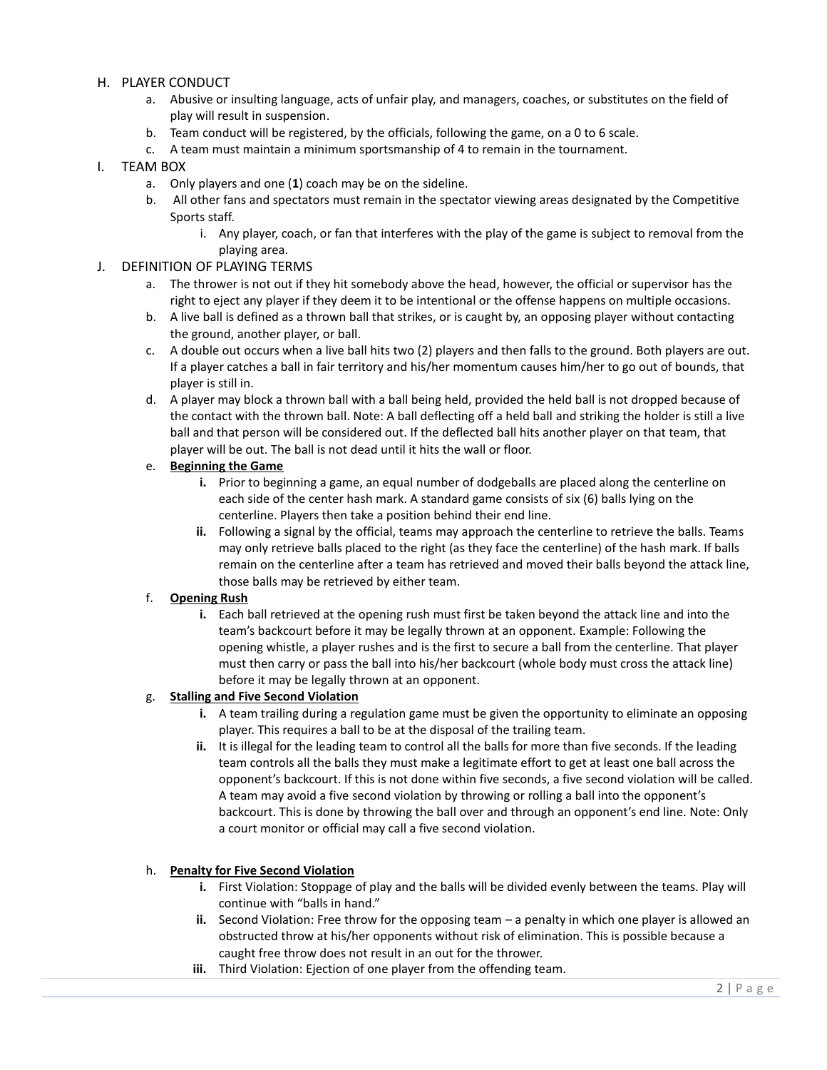H. PLAYER CONDUCT

a. Abusive or insulting language, acts of unfair play, and managers, coaches, or substitutes on the field of play will result in suspension.

b. Team conduct will be registered, by the officials, following the game, on a 0 to 6 scale.

c. A team must maintain a minimum sportsmanship of 4 to remain in the tournament.

I. TEAM BOX

a. Only players and one (**1**) coach may be on the sideline.

b. All other fans and spectators must remain in the spectator viewing areas designated by the Competitive Sports staff.

   i. Any player, coach, or fan that interferes with the play of the game is subject to removal from the playing area.

J. DEFINITION OF PLAYING TERMS

a. The thrower is not out if they hit somebody above the head, however, the official or supervisor has the right to eject any player if they deem it to be intentional or the offense happens on multiple occasions.

b. A live ball is defined as a thrown ball that strikes, or is caught by, an opposing player without contacting the ground, another player, or ball.

c. A double out occurs when a live ball hits two (2) players and then falls to the ground. Both players are out. If a player catches a ball in fair territory and his/her momentum causes him/her to go out of bounds, that player is still in.

d. A player may block a thrown ball with a ball being held, provided the held ball is not dropped because of the contact with the thrown ball. Note: A ball deflecting off a held ball and striking the holder is still a live ball and that person will be considered out. If the deflected ball hits another player on that team, that player will be out. The ball is not dead until it hits the wall or floor.

e. **Beginning the Game**

   **i.** Prior to beginning a game, an equal number of dodgeballs are placed along the centerline on each side of the center hash mark. A standard game consists of six (6) balls lying on the centerline. Players then take a position behind their end line.

   **ii.** Following a signal by the official, teams may approach the centerline to retrieve the balls. Teams may only retrieve balls placed to the right (as they face the centerline) of the hash mark. If balls remain on the centerline after a team has retrieved and moved their balls beyond the attack line, those balls may be retrieved by either team.

f. **Opening Rush**

   **i.** Each ball retrieved at the opening rush must first be taken beyond the attack line and into the team's backcourt before it may be legally thrown at an opponent. Example: Following the opening whistle, a player rushes and is the first to secure a ball from the centerline. That player must then carry or pass the ball into his/her backcourt (whole body must cross the attack line) before it may be legally thrown at an opponent.

g. **Stalling and Five Second Violation**

   **i.** A team trailing during a regulation game must be given the opportunity to eliminate an opposing player. This requires a ball to be at the disposal of the trailing team.

   **ii.** It is illegal for the leading team to control all the balls for more than five seconds. If the leading team controls all the balls they must make a legitimate effort to get at least one ball across the opponent's backcourt. If this is not done within five seconds, a five second violation will be called. A team may avoid a five second violation by throwing or rolling a ball into the opponent's backcourt. This is done by throwing the ball over and through an opponent's end line. Note: Only a court monitor or official may call a five second violation.

h. **Penalty for Five Second Violation**

   **i.** First Violation: Stoppage of play and the balls will be divided evenly between the teams. Play will continue with "balls in hand."

   **ii.** Second Violation: Free throw for the opposing team – a penalty in which one player is allowed an obstructed throw at his/her opponents without risk of elimination. This is possible because a caught free throw does not result in an out for the thrower.

   **iii.** Third Violation: Ejection of one player from the offending team.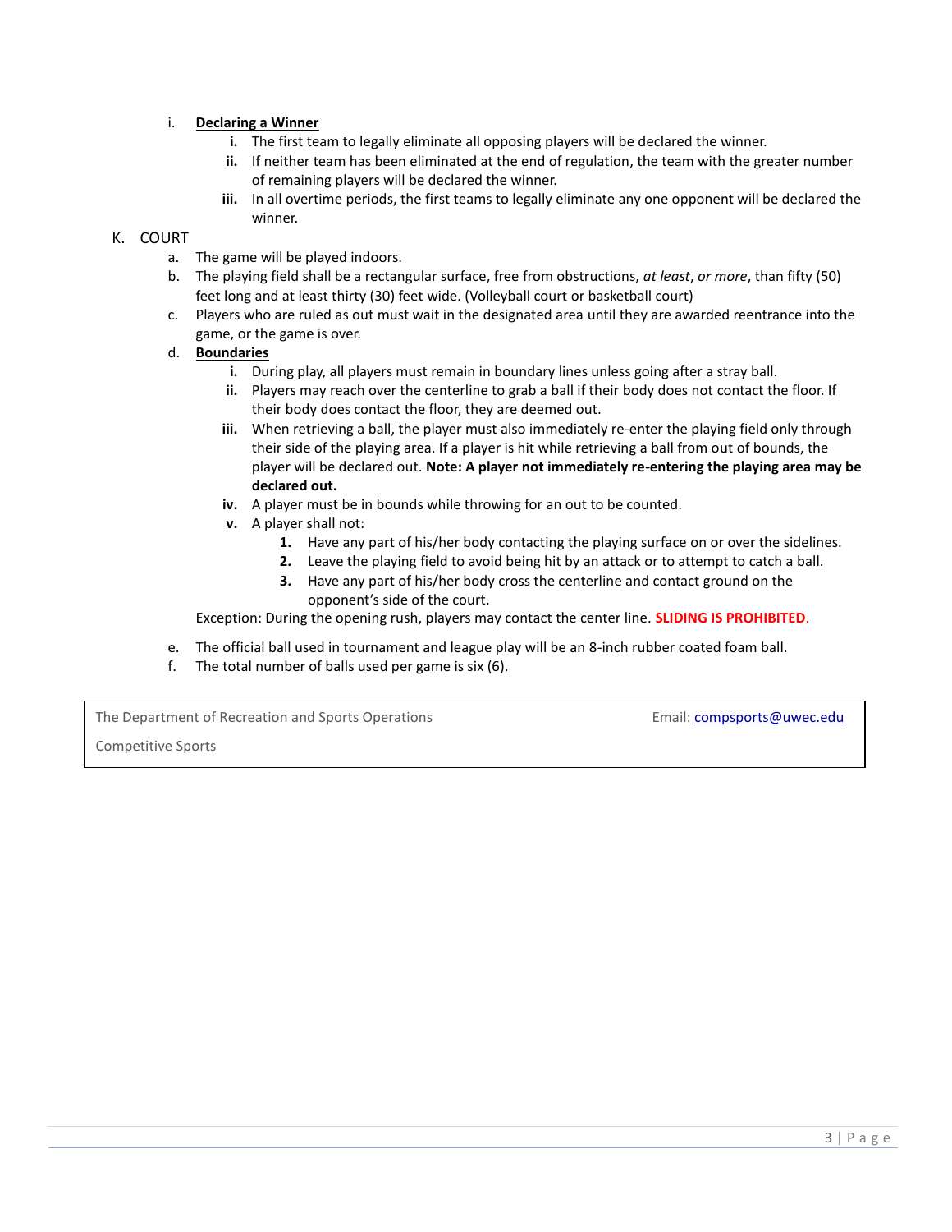i. **Declaring a Winner**

  - **i.** The first team to legally eliminate all opposing players will be declared the winner.
  - **ii.** If neither team has been eliminated at the end of regulation, the team with the greater number of remaining players will be declared the winner.
  - **iii.** In all overtime periods, the first teams to legally eliminate any one opponent will be declared the winner.

K. COURT

  a. The game will be played indoors.

  b. The playing field shall be a rectangular surface, free from obstructions, *at least*, *or more*, than fifty (50) feet long and at least thirty (30) feet wide. (Volleyball court or basketball court)

  c. Players who are ruled as out must wait in the designated area until they are awarded reentrance into the game, or the game is over.

  d. **Boundaries**

  - **i.** During play, all players must remain in boundary lines unless going after a stray ball.
  - **ii.** Players may reach over the centerline to grab a ball if their body does not contact the floor. If their body does contact the floor, they are deemed out.
  - **iii.** When retrieving a ball, the player must also immediately re-enter the playing field only through their side of the playing area. If a player is hit while retrieving a ball from out of bounds, the player will be declared out. **Note: A player not immediately re-entering the playing area may be declared out.**
  - **iv.** A player must be in bounds while throwing for an out to be counted.
  - **v.** A player shall not:
    1. Have any part of his/her body contacting the playing surface on or over the sidelines.
    2. Leave the playing field to avoid being hit by an attack or to attempt to catch a ball.
    3. Have any part of his/her body cross the centerline and contact ground on the opponent's side of the court.

  Exception: During the opening rush, players may contact the center line. **SLIDING IS PROHIBITED**.

  e. The official ball used in tournament and league play will be an 8-inch rubber coated foam ball.

  f. The total number of balls used per game is six (6).

The Department of Recreation and Sports Operations

Competitive Sports

Email: compsports@uwec.edu